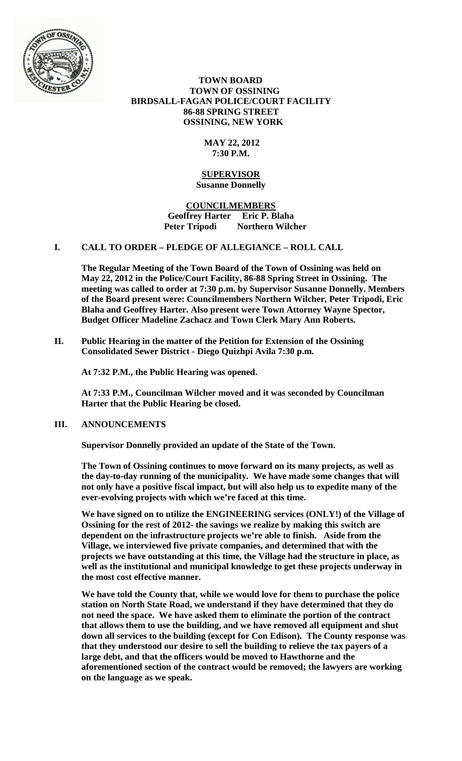# TOWN BOARD
## TOWN OF OSSINING
## BIRDSALL-FAGAN POLICE/COURT FACILITY
## 86-88 SPRING STREET
## OSSINING, NEW YORK

**MAY 22, 2012**
**7:30 P.M.**

**SUPERVISOR**
**Susanne Donnelly**

**COUNCILMEMBERS**
**Geoffrey Harter Eric P. Blaha**
**Peter Tripodi Northern Wilcher**

## I. CALL TO ORDER – PLEDGE OF ALLEGIANCE – ROLL CALL

**The Regular Meeting of the Town Board of the Town of Ossining was held on May 22, 2012 in the Police/Court Facility, 86-88 Spring Street in Ossining. The meeting was called to order at 7:30 p.m. by Supervisor Susanne Donnelly. Members of the Board present were: Councilmembers Northern Wilcher, Peter Tripodi, Eric Blaha and Geoffrey Harter. Also present were Town Attorney Wayne Spector, Budget Officer Madeline Zachacz and Town Clerk Mary Ann Roberts.**

## II. Public Hearing in the matter of the Petition for Extension of the Ossining Consolidated Sewer District - Diego Quizhpi Avila 7:30 p.m.

**At 7:32 P.M., the Public Hearing was opened.**

**At 7:33 P.M., Councilman Wilcher moved and it was seconded by Councilman Harter that the Public Hearing be closed.**

## III. ANNOUNCEMENTS

**Supervisor Donnelly provided an update of the State of the Town.**

**The Town of Ossining continues to move forward on its many projects, as well as the day-to-day running of the municipality. We have made some changes that will not only have a positive fiscal impact, but will also help us to expedite many of the ever-evolving projects with which we're faced at this time.**

**We have signed on to utilize the ENGINEERING services (ONLY!) of the Village of Ossining for the rest of 2012- the savings we realize by making this switch are dependent on the infrastructure projects we're able to finish. Aside from the Village, we interviewed five private companies, and determined that with the projects we have outstanding at this time, the Village had the structure in place, as well as the institutional and municipal knowledge to get these projects underway in the most cost effective manner.**

**We have told the County that, while we would love for them to purchase the police station on North State Road, we understand if they have determined that they do not need the space. We have asked them to eliminate the portion of the contract that allows them to use the building, and we have removed all equipment and shut down all services to the building (except for Con Edison). The County response was that they understood our desire to sell the building to relieve the tax payers of a large debt, and that the officers would be moved to Hawthorne and the aforementioned section of the contract would be removed; the lawyers are working on the language as we speak.**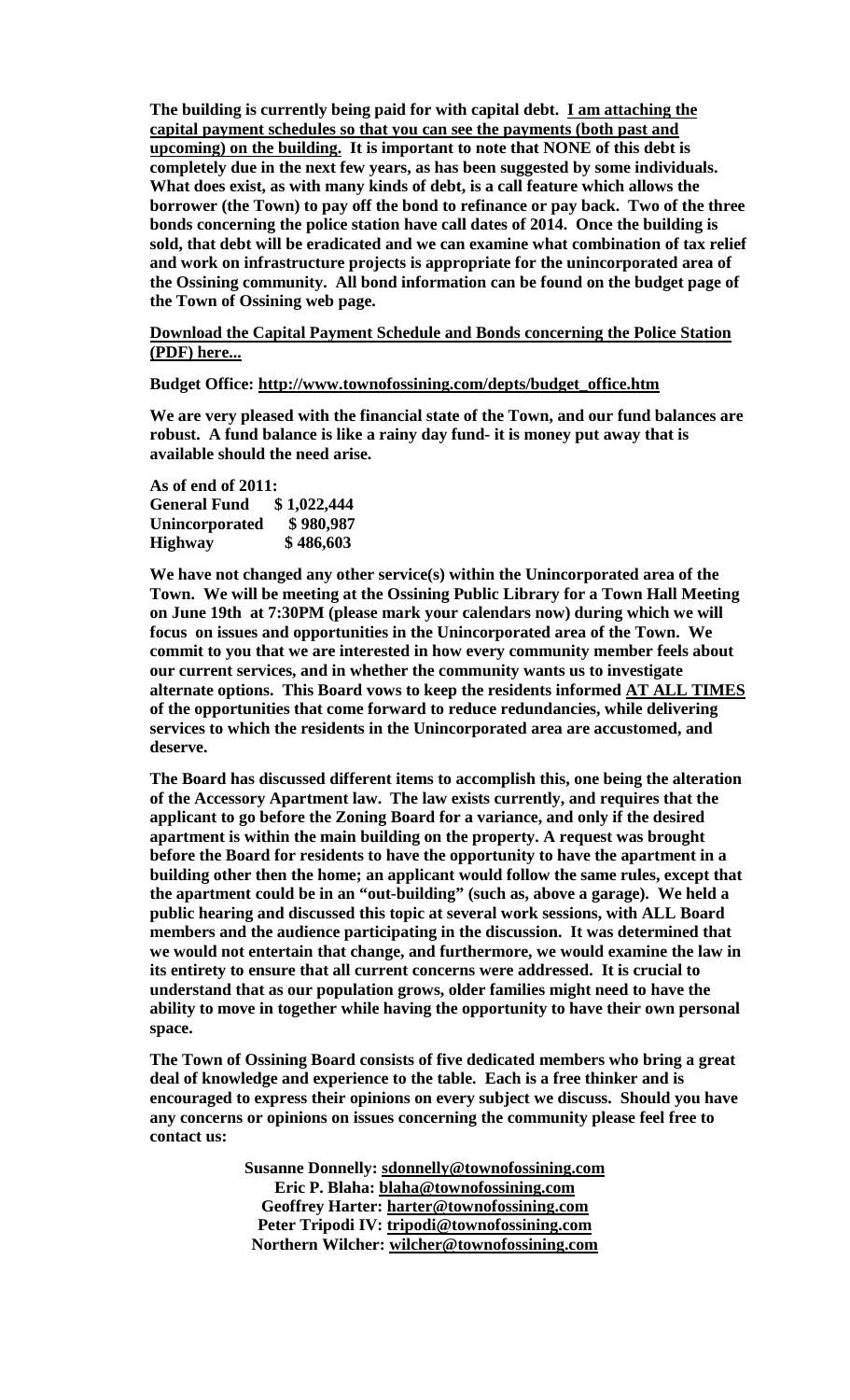**The building is currently being paid for with capital debt. <u>I am attaching the capital payment schedules so that you can see the payments (both past and upcoming) on the building.</u> It is important to note that NONE of this debt is completely due in the next few years, as has been suggested by some individuals. What does exist, as with many kinds of debt, is a call feature which allows the borrower (the Town) to pay off the bond to refinance or pay back. Two of the three bonds concerning the police station have call dates of 2014. Once the building is sold, that debt will be eradicated and we can examine what combination of tax relief and work on infrastructure projects is appropriate for the unincorporated area of the Ossining community. All bond information can be found on the budget page of the Town of Ossining web page.**

**<u>Download the Capital Payment Schedule and Bonds concerning the Police Station (PDF) here...</u>**

**Budget Office: <u>http://www.townofossining.com/depts/budget_office.htm</u>**

**We are very pleased with the financial state of the Town, and our fund balances are robust. A fund balance is like a rainy day fund- it is money put away that is available should the need arise.**

**As of end of 2011:**

| | |
|---|---|
| **General Fund** | **$ 1,022,444** |
| **Unincorporated** | **$ 980,987** |
| **Highway** | **$ 486,603** |

**We have not changed any other service(s) within the Unincorporated area of the Town. We will be meeting at the Ossining Public Library for a Town Hall Meeting on June 19th at 7:30PM (please mark your calendars now) during which we will focus on issues and opportunities in the Unincorporated area of the Town. We commit to you that we are interested in how every community member feels about our current services, and in whether the community wants us to investigate alternate options. This Board vows to keep the residents informed <u>AT ALL TIMES</u> of the opportunities that come forward to reduce redundancies, while delivering services to which the residents in the Unincorporated area are accustomed, and deserve.**

**The Board has discussed different items to accomplish this, one being the alteration of the Accessory Apartment law. The law exists currently, and requires that the applicant to go before the Zoning Board for a variance, and only if the desired apartment is within the main building on the property. A request was brought before the Board for residents to have the opportunity to have the apartment in a building other then the home; an applicant would follow the same rules, except that the apartment could be in an "out-building" (such as, above a garage). We held a public hearing and discussed this topic at several work sessions, with ALL Board members and the audience participating in the discussion. It was determined that we would not entertain that change, and furthermore, we would examine the law in its entirety to ensure that all current concerns were addressed. It is crucial to understand that as our population grows, older families might need to have the ability to move in together while having the opportunity to have their own personal space.**

**The Town of Ossining Board consists of five dedicated members who bring a great deal of knowledge and experience to the table. Each is a free thinker and is encouraged to express their opinions on every subject we discuss. Should you have any concerns or opinions on issues concerning the community please feel free to contact us:**

**Susanne Donnelly: <u>sdonnelly@townofossining.com</u>**
**Eric P. Blaha: <u>blaha@townofossining.com</u>**
**Geoffrey Harter: <u>harter@townofossining.com</u>**
**Peter Tripodi IV: <u>tripodi@townofossining.com</u>**
**Northern Wilcher: <u>wilcher@townofossining.com</u>**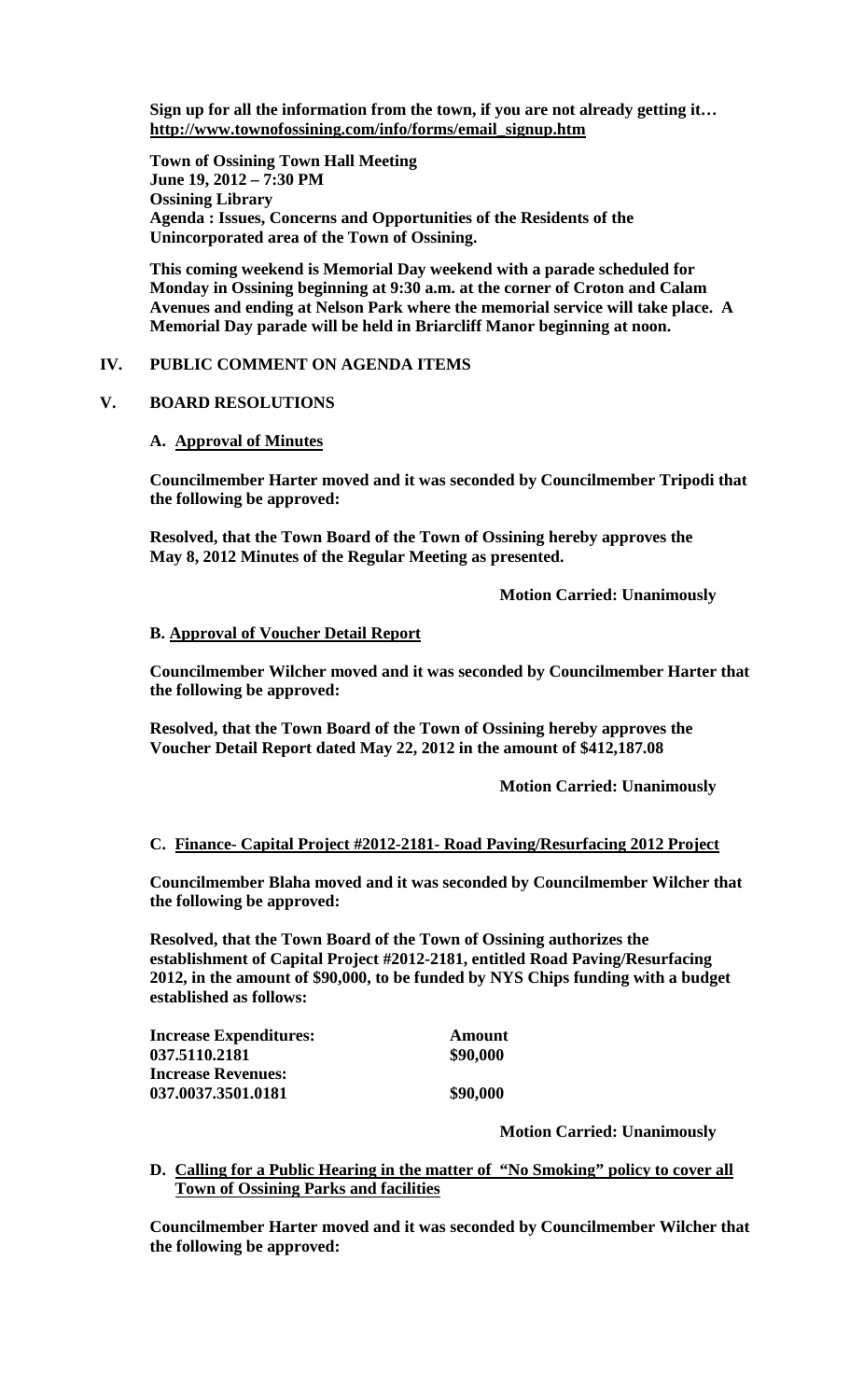**Sign up for all the information from the town, if you are not already getting it… http://www.townofossining.com/info/forms/email_signup.htm**

**Town of Ossining Town Hall Meeting**
**June 19, 2012 – 7:30 PM**
**Ossining Library**
**Agenda : Issues, Concerns and Opportunities of the Residents of the Unincorporated area of the Town of Ossining.**

**This coming weekend is Memorial Day weekend with a parade scheduled for Monday in Ossining beginning at 9:30 a.m. at the corner of Croton and Calam Avenues and ending at Nelson Park where the memorial service will take place. A Memorial Day parade will be held in Briarcliff Manor beginning at noon.**

## IV. PUBLIC COMMENT ON AGENDA ITEMS

## V. BOARD RESOLUTIONS

**A. Approval of Minutes**

**Councilmember Harter moved and it was seconded by Councilmember Tripodi that the following be approved:**

**Resolved, that the Town Board of the Town of Ossining hereby approves the May 8, 2012 Minutes of the Regular Meeting as presented.**

**Motion Carried: Unanimously**

**B. Approval of Voucher Detail Report**

**Councilmember Wilcher moved and it was seconded by Councilmember Harter that the following be approved:**

**Resolved, that the Town Board of the Town of Ossining hereby approves the Voucher Detail Report dated May 22, 2012 in the amount of $412,187.08**

**Motion Carried: Unanimously**

**C. Finance- Capital Project #2012-2181- Road Paving/Resurfacing 2012 Project**

**Councilmember Blaha moved and it was seconded by Councilmember Wilcher that the following be approved:**

**Resolved, that the Town Board of the Town of Ossining authorizes the establishment of Capital Project #2012-2181, entitled Road Paving/Resurfacing 2012, in the amount of $90,000, to be funded by NYS Chips funding with a budget established as follows:**

| **Increase Expenditures:** | **Amount** |
|---|---|
| **037.5110.2181** | **$90,000** |
| **Increase Revenues:** | |
| **037.0037.3501.0181** | **$90,000** |

**Motion Carried: Unanimously**

**D. Calling for a Public Hearing in the matter of "No Smoking" policy to cover all Town of Ossining Parks and facilities**

**Councilmember Harter moved and it was seconded by Councilmember Wilcher that the following be approved:**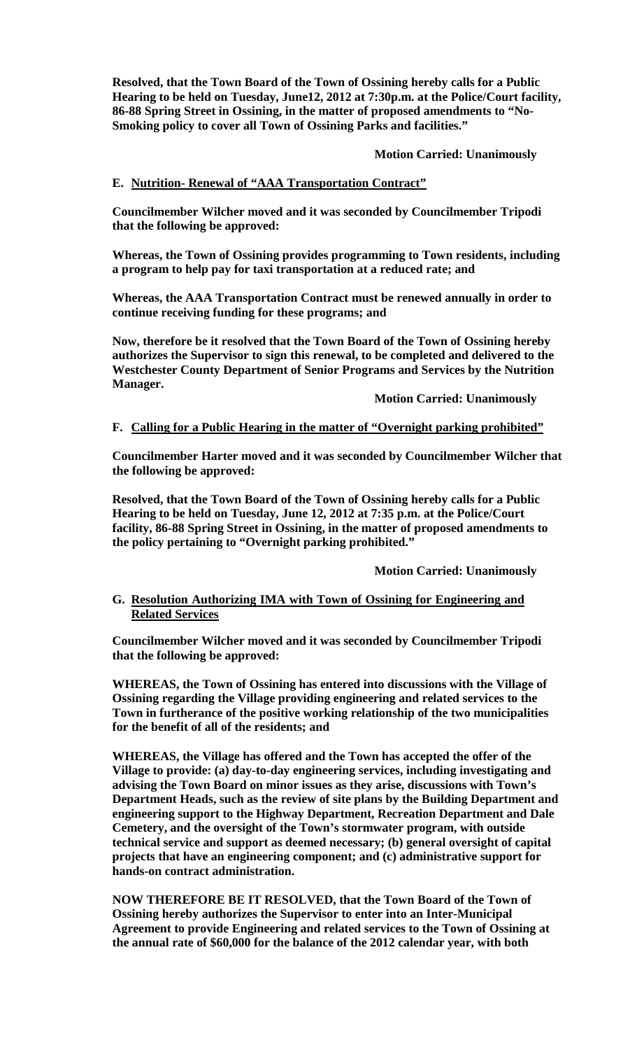**Resolved, that the Town Board of the Town of Ossining hereby calls for a Public Hearing to be held on Tuesday, June12, 2012 at 7:30p.m. at the Police/Court facility, 86-88 Spring Street in Ossining, in the matter of proposed amendments to "No-Smoking policy to cover all Town of Ossining Parks and facilities."**

**Motion Carried: Unanimously**

**E. Nutrition- Renewal of "AAA Transportation Contract"**

**Councilmember Wilcher moved and it was seconded by Councilmember Tripodi that the following be approved:**

**Whereas, the Town of Ossining provides programming to Town residents, including a program to help pay for taxi transportation at a reduced rate; and**

**Whereas, the AAA Transportation Contract must be renewed annually in order to continue receiving funding for these programs; and**

**Now, therefore be it resolved that the Town Board of the Town of Ossining hereby authorizes the Supervisor to sign this renewal, to be completed and delivered to the Westchester County Department of Senior Programs and Services by the Nutrition Manager.**

**Motion Carried: Unanimously**

**F. Calling for a Public Hearing in the matter of "Overnight parking prohibited"**

**Councilmember Harter moved and it was seconded by Councilmember Wilcher that the following be approved:**

**Resolved, that the Town Board of the Town of Ossining hereby calls for a Public Hearing to be held on Tuesday, June 12, 2012 at 7:35 p.m. at the Police/Court facility, 86-88 Spring Street in Ossining, in the matter of proposed amendments to the policy pertaining to "Overnight parking prohibited."**

**Motion Carried: Unanimously**

**G. Resolution Authorizing IMA with Town of Ossining for Engineering and Related Services**

**Councilmember Wilcher moved and it was seconded by Councilmember Tripodi that the following be approved:**

**WHEREAS, the Town of Ossining has entered into discussions with the Village of Ossining regarding the Village providing engineering and related services to the Town in furtherance of the positive working relationship of the two municipalities for the benefit of all of the residents; and**

**WHEREAS, the Village has offered and the Town has accepted the offer of the Village to provide: (a) day-to-day engineering services, including investigating and advising the Town Board on minor issues as they arise, discussions with Town's Department Heads, such as the review of site plans by the Building Department and engineering support to the Highway Department, Recreation Department and Dale Cemetery, and the oversight of the Town's stormwater program, with outside technical service and support as deemed necessary; (b) general oversight of capital projects that have an engineering component; and (c) administrative support for hands-on contract administration.**

**NOW THEREFORE BE IT RESOLVED, that the Town Board of the Town of Ossining hereby authorizes the Supervisor to enter into an Inter-Municipal Agreement to provide Engineering and related services to the Town of Ossining at the annual rate of $60,000 for the balance of the 2012 calendar year, with both**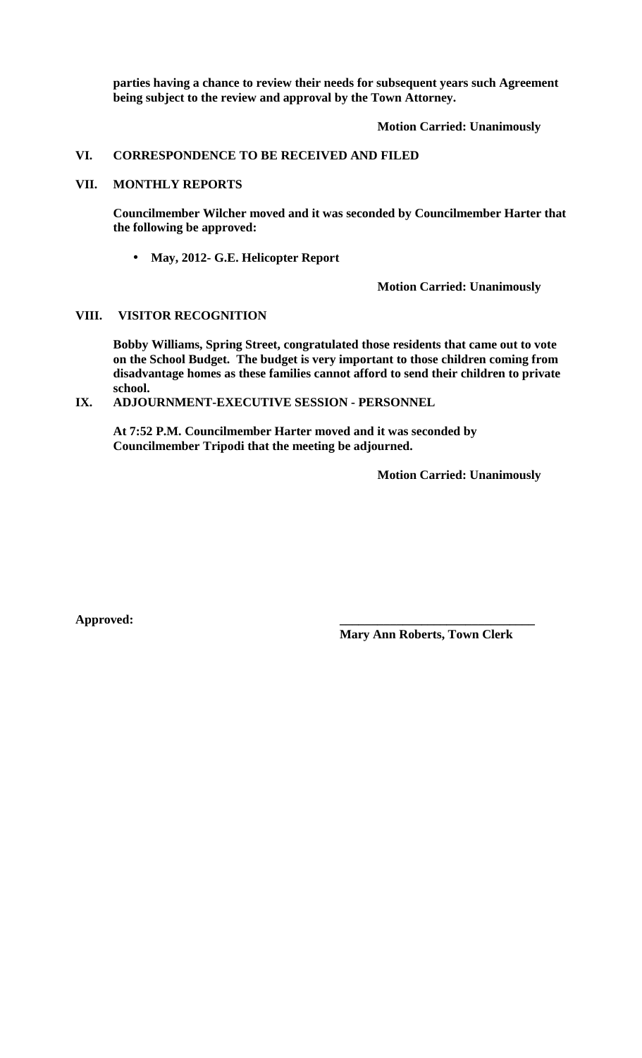**parties having a chance to review their needs for subsequent years such Agreement being subject to the review and approval by the Town Attorney.**

**Motion Carried: Unanimously**

## VI. CORRESPONDENCE TO BE RECEIVED AND FILED

## VII. MONTHLY REPORTS

**Councilmember Wilcher moved and it was seconded by Councilmember Harter that the following be approved:**

- **May, 2012- G.E. Helicopter Report**

**Motion Carried: Unanimously**

## VIII. VISITOR RECOGNITION

**Bobby Williams, Spring Street, congratulated those residents that came out to vote on the School Budget. The budget is very important to those children coming from disadvantage homes as these families cannot afford to send their children to private school.**

## IX. ADJOURNMENT-EXECUTIVE SESSION - PERSONNEL

**At 7:52 P.M. Councilmember Harter moved and it was seconded by Councilmember Tripodi that the meeting be adjourned.**

**Motion Carried: Unanimously**

**Approved:** ______________________________

**Mary Ann Roberts, Town Clerk**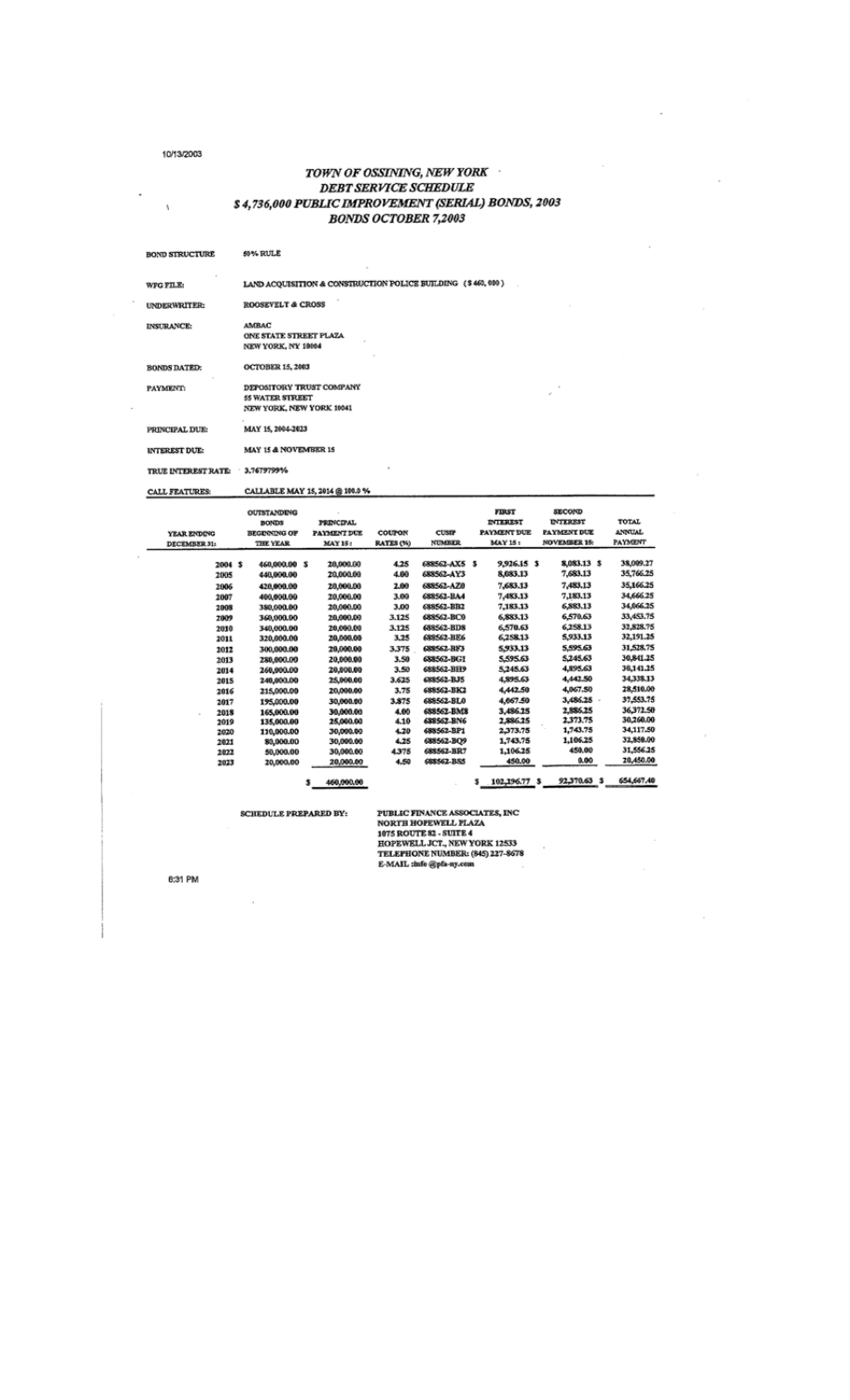10/13/2003

# TOWN OF OSSINING, NEW YORK
## DEBT SERVICE SCHEDULE
## $ 4,736,000 PUBLIC IMPROVEMENT (SERIAL) BONDS, 2003
## BONDS OCTOBER 7,2003

| | |
|---|---|
| BOND STRUCTURE | 50% RULE |
| WFG FILE: | LAND ACQUISITION & CONSTRUCTION POLICE BUILDING ($ 460,000) |
| UNDERWRITER: | ROOSEVELT & CROSS |
| INSURANCE: | AMBAC<br>ONE STATE STREET PLAZA<br>NEW YORK, NY 10004 |
| BONDS DATED: | OCTOBER 15, 2003 |
| PAYMENT: | DEPOSITORY TRUST COMPANY<br>55 WATER STREET<br>NEW YORK, NEW YORK 10041 |
| PRINCIPAL DUE: | MAY 15, 2004-2023 |
| INTEREST DUE: | MAY 15 & NOVEMBER 15 |
| TRUE INTEREST RATE: | 3.7679799% |
| CALL FEATURES: | CALLABLE MAY 15, 2014 @ 100.0 % |

| YEAR ENDING DECEMBER 31: | OUTSTANDING BONDS BEGINNING OF THE YEAR | PRINCIPAL PAYMENT DUE MAY 15: | COUPON RATES (%) | CUSIP NUMBER | FIRST INTEREST PAYMENT DUE MAY 15: | SECOND INTEREST PAYMENT DUE NOVEMBER 15: | TOTAL ANNUAL PAYMENT |
|---|---|---|---|---|---|---|---|
| 2004 | $ 460,000.00 | $ 20,000.00 | 4.25 | 688562-AX5 | $ 9,926.15 | $ 8,083.13 | $ 38,009.27 |
| 2005 | 440,000.00 | 20,000.00 | 4.00 | 688562-AY3 | 8,083.13 | 7,683.13 | 35,766.25 |
| 2006 | 420,000.00 | 20,000.00 | 2.00 | 688562-AZ0 | 7,683.13 | 7,483.13 | 35,166.25 |
| 2007 | 400,000.00 | 20,000.00 | 3.00 | 688562-BA4 | 7,483.13 | 7,183.13 | 34,666.25 |
| 2008 | 380,000.00 | 20,000.00 | 3.00 | 688562-BB2 | 7,183.13 | 6,883.13 | 34,066.25 |
| 2009 | 360,000.00 | 20,000.00 | 3.125 | 688562-BC0 | 6,883.13 | 6,570.63 | 33,453.75 |
| 2010 | 340,000.00 | 20,000.00 | 3.125 | 688562-BD8 | 6,570.63 | 6,258.13 | 32,828.75 |
| 2011 | 320,000.00 | 20,000.00 | 3.25 | 688562-BE6 | 6,258.13 | 5,933.13 | 32,191.25 |
| 2012 | 300,000.00 | 20,000.00 | 3.375 | 688562-BF3 | 5,933.13 | 5,595.63 | 31,528.75 |
| 2013 | 280,000.00 | 20,000.00 | 3.50 | 688562-BG1 | 5,595.63 | 5,245.63 | 30,841.25 |
| 2014 | 260,000.00 | 20,000.00 | 3.50 | 688562-BH9 | 5,245.63 | 4,895.63 | 30,141.25 |
| 2015 | 240,000.00 | 25,000.00 | 3.625 | 688562-BJ5 | 4,895.63 | 4,442.50 | 34,338.13 |
| 2016 | 215,000.00 | 20,000.00 | 3.75 | 688562-BK2 | 4,442.50 | 4,067.50 | 28,510.00 |
| 2017 | 195,000.00 | 30,000.00 | 3.875 | 688562-BL0 | 4,067.50 | 3,486.25 | 37,553.75 |
| 2018 | 165,000.00 | 30,000.00 | 4.00 | 688562-BM8 | 3,486.25 | 2,886.25 | 36,372.50 |
| 2019 | 135,000.00 | 25,000.00 | 4.10 | 688562-BN6 | 2,886.25 | 2,373.75 | 30,260.00 |
| 2020 | 110,000.00 | 30,000.00 | 4.20 | 688562-BP1 | 2,373.75 | 1,743.75 | 34,117.50 |
| 2021 | 80,000.00 | 30,000.00 | 4.25 | 688562-BQ9 | 1,743.75 | 1,106.25 | 32,850.00 |
| 2022 | 50,000.00 | 30,000.00 | 4.375 | 688562-BR7 | 1,106.25 | 450.00 | 31,556.25 |
| 2023 | 20,000.00 | 20,000.00 | 4.50 | 688562-BS5 | 450.00 | 0.00 | 20,450.00 |
| | | $ 460,000.00 | | | $ 102,296.77 | $ 92,370.63 | $ 654,667.40 |

SCHEDULE PREPARED BY: PUBLIC FINANCE ASSOCIATES, INC
NORTH HOPEWELL PLAZA
1075 ROUTE 82 - SUITE 4
HOPEWELL JCT., NEW YORK 12533
TELEPHONE NUMBER: (845) 227-8678
E-MAIL :info @pfa-ny.com

6:31 PM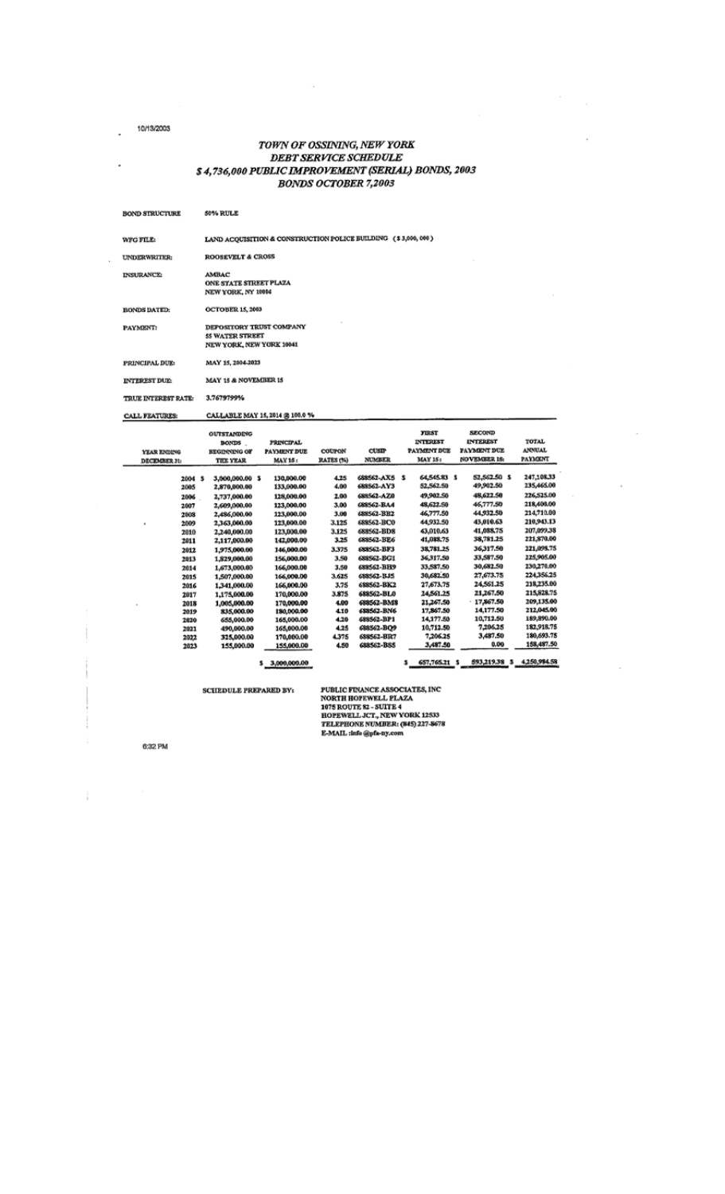10/13/2003

### *TOWN OF OSSINING, NEW YORK*
### *DEBT SERVICE SCHEDULE*
### *$ 4,736,000 PUBLIC IMPROVEMENT (SERIAL) BONDS, 2003*
### *BONDS OCTOBER 7,2003*

| | |
|---|---|
| BOND STRUCTURE | 50% RULE |
| WFG FILE: | LAND ACQUISITION & CONSTRUCTION POLICE BUILDING ($ 3,000,000) |
| UNDERWRITER: | ROOSEVELT & CROSS |
| INSURANCE: | AMBAC<br>ONE STATE STREET PLAZA<br>NEW YORK, NY 10004 |
| BONDS DATED: | OCTOBER 15, 2003 |
| PAYMENT: | DEPOSITORY TRUST COMPANY<br>55 WATER STREET<br>NEW YORK, NEW YORK 10041 |
| PRINCIPAL DUE: | MAY 15, 2004-2023 |
| INTEREST DUE: | MAY 15 & NOVEMBER 15 |
| TRUE INTEREST RATE: | 3.7679799% |
| CALL FEATURES: | CALLABLE MAY 15, 2014 @ 100.0 % |

| YEAR ENDING DECEMBER 31: | OUTSTANDING BONDS BEGINNING OF THE YEAR | PRINCIPAL PAYMENT DUE MAY 15: | COUPON RATES (%) | CUSIP NUMBER | FIRST INTEREST PAYMENT DUE MAY 15: | SECOND INTEREST PAYMENT DUE NOVEMBER 15: | TOTAL ANNUAL PAYMENT |
|---|---|---|---|---|---|---|---|
| 2004 | $ 3,000,000.00 | $ 130,000.00 | 4.25 | 688562-AX8 | $ 64,545.83 | $ 52,562.50 | $ 247,108.33 |
| 2005 | 2,870,000.00 | 133,000.00 | 4.00 | 688562-AY3 | 52,562.50 | 49,902.50 | 235,465.00 |
| 2006 | 2,737,000.00 | 128,000.00 | 2.00 | 688562-AZ0 | 49,902.50 | 48,622.50 | 226,525.00 |
| 2007 | 2,609,000.00 | 123,000.00 | 3.00 | 688562-BA4 | 48,622.50 | 46,777.50 | 218,400.00 |
| 2008 | 2,486,000.00 | 123,000.00 | 3.00 | 688562-BB2 | 46,777.50 | 44,932.50 | 214,710.00 |
| 2009 | 2,363,000.00 | 123,000.00 | 3.125 | 688562-BC0 | 44,932.50 | 43,010.63 | 210,943.13 |
| 2010 | 2,240,000.00 | 123,000.00 | 3.125 | 688562-BD8 | 43,010.63 | 41,088.75 | 207,099.38 |
| 2011 | 2,117,000.00 | 142,000.00 | 3.25 | 688562-BE6 | 41,088.75 | 38,781.25 | 221,870.00 |
| 2012 | 1,975,000.00 | 146,000.00 | 3.375 | 688562-BF3 | 38,781.25 | 36,317.50 | 221,098.75 |
| 2013 | 1,829,000.00 | 156,000.00 | 3.50 | 688562-BG1 | 36,317.50 | 33,587.50 | 225,905.00 |
| 2014 | 1,673,000.00 | 166,000.00 | 3.50 | 688562-BH9 | 33,587.50 | 30,682.50 | 230,270.00 |
| 2015 | 1,507,000.00 | 166,000.00 | 3.625 | 688562-BJ5 | 30,682.50 | 27,673.75 | 224,356.25 |
| 2016 | 1,341,000.00 | 166,000.00 | 3.75 | 688562-BK2 | 27,673.75 | 24,561.25 | 218,235.00 |
| 2017 | 1,175,000.00 | 170,000.00 | 3.875 | 688562-BL0 | 24,561.25 | 21,267.50 | 215,828.75 |
| 2018 | 1,005,000.00 | 170,000.00 | 4.00 | 688562-BM8 | 21,267.50 | 17,867.50 | 209,135.00 |
| 2019 | 835,000.00 | 180,000.00 | 4.10 | 688562-BN6 | 17,867.50 | 14,177.50 | 212,045.00 |
| 2020 | 655,000.00 | 165,000.00 | 4.20 | 688562-BP1 | 14,177.50 | 10,712.50 | 189,890.00 |
| 2021 | 490,000.00 | 165,000.00 | 4.25 | 688562-BQ9 | 10,712.50 | 7,206.25 | 182,918.75 |
| 2022 | 325,000.00 | 170,000.00 | 4.375 | 688562-BR7 | 7,206.25 | 3,487.50 | 180,693.75 |
| 2023 | 155,000.00 | 155,000.00 | 4.50 | 688562-BS5 | 3,487.50 | 0.00 | 158,487.50 |
| | | $ 3,000,000.00 | | | $ 657,765.21 | $ 593,219.38 | $ 4,250,984.58 |

SCHEDULE PREPARED BY: PUBLIC FINANCE ASSOCIATES, INC
NORTH HOPEWELL PLAZA
1075 ROUTE 82 - SUITE 4
HOPEWELL JCT., NEW YORK 12533
TELEPHONE NUMBER: (845) 227-8678
E-MAIL :info @pfa-ny.com

6:32 PM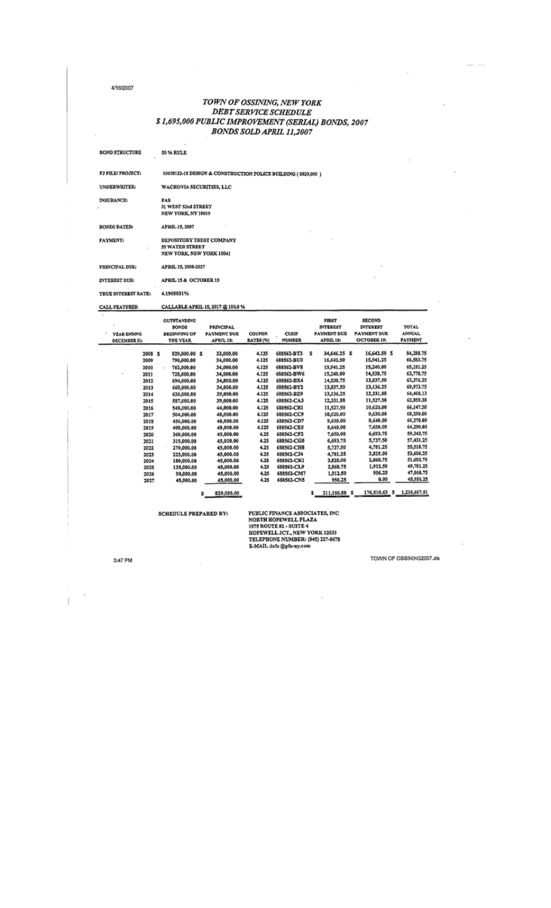4/16/2007

# TOWN OF OSSINING, NEW YORK
## DEBT SERVICE SCHEDULE
## $ 1,695,000 PUBLIC IMPROVEMENT (SERIAL) BONDS, 2007
## BONDS SOLD APRIL 11,2007

**BOND STRUCTURE** 50 % RULE

**FJ FILE/ PROJECT:** 10605122-15 DESIGN & CONSTRUCTION POLICE BUILDING ( $829,000 )

**UNDERWRITER:** WACHOVIA SECURITIES, LLC

**INSURANCE:** FAS
31 WEST 52nd STREET
NEW YORK, NY 10019

**BONDS DATED:** APRIL 15, 2007

**PAYMENT:** DEPOSITORY TRUST COMPANY
55 WATER STREET
NEW YORK, NEW YORK 10041

**PRINCIPAL DUE:** APRIL 15, 2008-2027

**INTEREST DUE:** APRIL 15 & OCTOBER 15

**TRUE INTEREST RATE:** 4.1905031%

**CALL FEATURES:** CALLABLE APRIL 15, 2017 @ 100.0 %

| YEAR ENDING DECEMBER 31: | OUTSTANDING BONDS BEGINNING OF THE YEAR | PRINCIPAL PAYMENT DUE APRIL 15: | COUPON RATES (%) | CUSIP NUMBER | FIRST INTEREST PAYMENT DUE APRIL 15: | SECOND INTEREST PAYMENT DUE OCTOBER 15: | TOTAL ANNUAL PAYMENT |
|---|---|---|---|---|---|---|---|
| 2008 | $ 829,000.00 | $ 33,000.00 | 4.125 | 688562-BT3 | $ 34,646.25 | $ 16,642.50 | $ 84,288.75 |
| 2009 | 796,000.00 | 34,000.00 | 4.125 | 688562-BU0 | 16,642.50 | 15,941.25 | 66,583.75 |
| 2010 | 762,000.00 | 34,000.00 | 4.125 | 688562-BV8 | 15,941.25 | 15,240.00 | 65,181.25 |
| 2011 | 728,000.00 | 34,000.00 | 4.125 | 688562-BW6 | 15,240.00 | 14,538.75 | 63,778.75 |
| 2012 | 694,000.00 | 34,000.00 | 4.125 | 688562-BX4 | 14,538.75 | 13,837.50 | 62,376.25 |
| 2013 | 660,000.00 | 34,000.00 | 4.125 | 688562-BY2 | 13,837.50 | 13,136.25 | 60,973.75 |
| 2014 | 626,000.00 | 39,000.00 | 4.125 | 688562-BZ9 | 13,136.25 | 12,331.88 | 64,468.13 |
| 2015 | 587,000.00 | 39,000.00 | 4.125 | 688562-CA3 | 12,331.88 | 11,527.50 | 62,859.38 |
| 2016 | 548,000.00 | 44,000.00 | 4.125 | 688562-CB1 | 11,527.50 | 10,620.00 | 66,147.50 |
| 2017 | 504,000.00 | 48,000.00 | 4.125 | 688562-CC9 | 10,620.00 | 9,630.00 | 68,250.00 |
| 2018 | 456,000.00 | 48,000.00 | 4.125 | 688562-CD7 | 9,630.00 | 8,640.00 | 66,270.00 |
| 2019 | 408,000.00 | 48,000.00 | 4.125 | 688562-CE5 | 8,640.00 | 7,650.00 | 64,290.00 |
| 2020 | 360,000.00 | 45,000.00 | 4.25 | 688562-CF2 | 7,650.00 | 6,693.75 | 59,343.75 |
| 2021 | 315,000.00 | 45,000.00 | 4.25 | 688562-CG0 | 6,693.75 | 5,737.50 | 57,431.25 |
| 2022 | 270,000.00 | 45,000.00 | 4.25 | 688562-CH8 | 5,737.50 | 4,781.25 | 55,518.75 |
| 2023 | 225,000.00 | 45,000.00 | 4.25 | 688562-CJ4 | 4,781.25 | 3,825.00 | 53,606.25 |
| 2024 | 180,000.00 | 45,000.00 | 4.25 | 688562-CK1 | 3,825.00 | 2,868.75 | 51,693.75 |
| 2025 | 135,000.00 | 45,000.00 | 4.25 | 688562-CL9 | 2,868.75 | 1,912.50 | 49,781.25 |
| 2026 | 90,000.00 | 45,000.00 | 4.25 | 688562-CM7 | 1,912.50 | 956.25 | 47,868.75 |
| 2027 | 45,000.00 | 45,000.00 | 4.25 | 688562-CN5 | 956.25 | 0.00 | 45,956.25 |
| | | $ 829,000.00 | | | $ 211,156.88 | $ 176,510.63 | $ 1,216,667.51 |

**SCHEDULE PREPARED BY:**

PUBLIC FINANCE ASSOCIATES, INC
NORTH HOPEWELL PLAZA
1075 ROUTE 82 - SUITE 4
HOPEWELL JCT., NEW YORK 12533
TELEPHONE NUMBER: (845) 227-8678
E-MAIL :info @pfa-ny.com

3:47 PM

TOWN OF OSSINING2007.xls